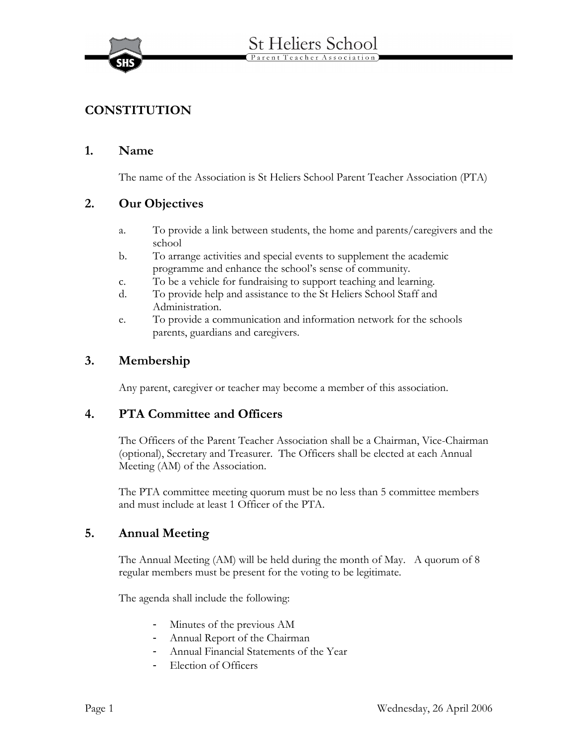# CONSTITUTION

## 1. Name

The name of the Association is St Heliers School Parent Teacher Association (PTA)

## 2. Our Objectives

a. To provide a link between students, the home and parents/caregivers and the school
b. To arrange activities and special events to supplement the academic programme and enhance the school's sense of community.
c. To be a vehicle for fundraising to support teaching and learning.
d. To provide help and assistance to the St Heliers School Staff and Administration.
e. To provide a communication and information network for the schools parents, guardians and caregivers.

## 3. Membership

Any parent, caregiver or teacher may become a member of this association.

## 4. PTA Committee and Officers

The Officers of the Parent Teacher Association shall be a Chairman, Vice-Chairman (optional), Secretary and Treasurer. The Officers shall be elected at each Annual Meeting (AM) of the Association.

The PTA committee meeting quorum must be no less than 5 committee members and must include at least 1 Officer of the PTA.

## 5. Annual Meeting

The Annual Meeting (AM) will be held during the month of May. A quorum of 8 regular members must be present for the voting to be legitimate.

The agenda shall include the following:

- Minutes of the previous AM
- Annual Report of the Chairman
- Annual Financial Statements of the Year
- Election of Officers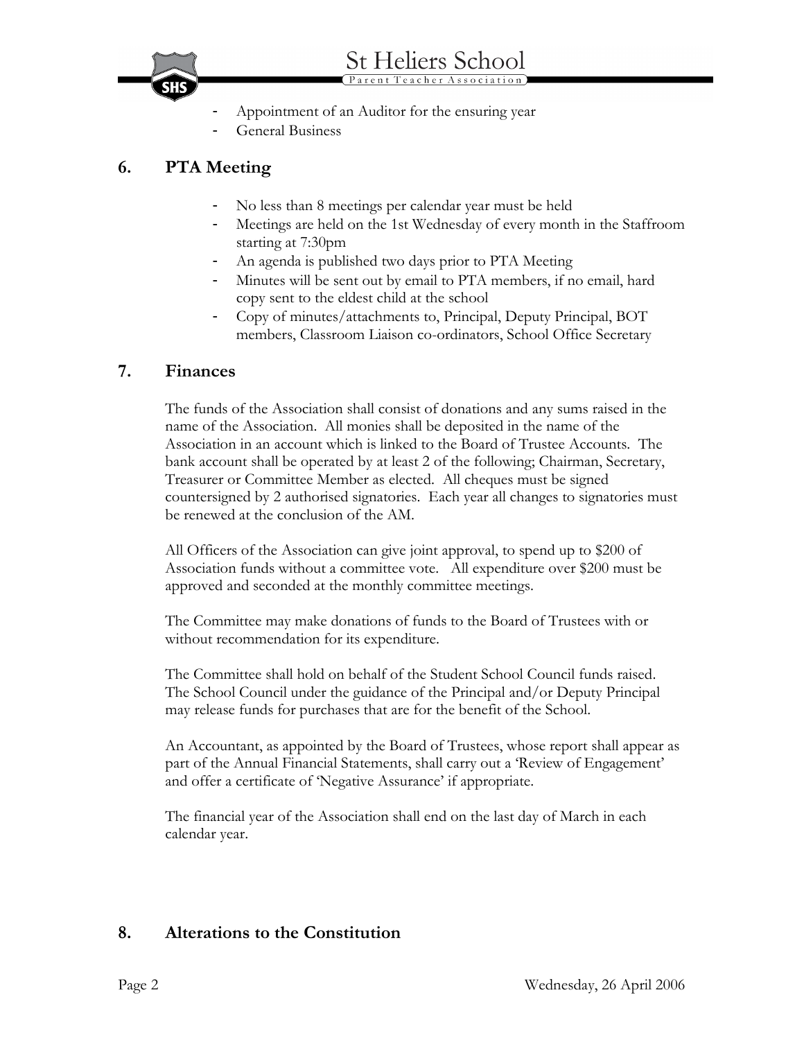- Appointment of an Auditor for the ensuring year
- General Business

## 6. PTA Meeting

- No less than 8 meetings per calendar year must be held
- Meetings are held on the 1st Wednesday of every month in the Staffroom starting at 7:30pm
- An agenda is published two days prior to PTA Meeting
- Minutes will be sent out by email to PTA members, if no email, hard copy sent to the eldest child at the school
- Copy of minutes/attachments to, Principal, Deputy Principal, BOT members, Classroom Liaison co-ordinators, School Office Secretary

## 7. Finances

The funds of the Association shall consist of donations and any sums raised in the name of the Association. All monies shall be deposited in the name of the Association in an account which is linked to the Board of Trustee Accounts. The bank account shall be operated by at least 2 of the following; Chairman, Secretary, Treasurer or Committee Member as elected. All cheques must be signed countersigned by 2 authorised signatories. Each year all changes to signatories must be renewed at the conclusion of the AM.

All Officers of the Association can give joint approval, to spend up to $200 of Association funds without a committee vote. All expenditure over $200 must be approved and seconded at the monthly committee meetings.

The Committee may make donations of funds to the Board of Trustees with or without recommendation for its expenditure.

The Committee shall hold on behalf of the Student School Council funds raised. The School Council under the guidance of the Principal and/or Deputy Principal may release funds for purchases that are for the benefit of the School.

An Accountant, as appointed by the Board of Trustees, whose report shall appear as part of the Annual Financial Statements, shall carry out a 'Review of Engagement' and offer a certificate of 'Negative Assurance' if appropriate.

The financial year of the Association shall end on the last day of March in each calendar year.

## 8. Alterations to the Constitution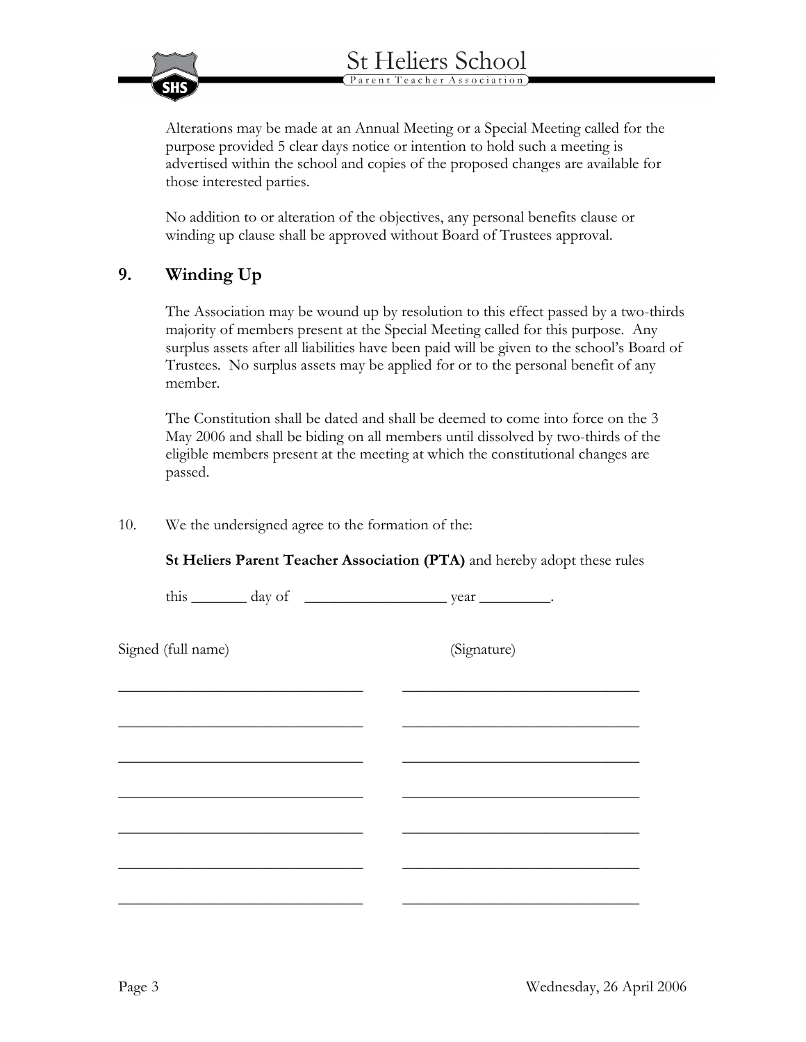Alterations may be made at an Annual Meeting or a Special Meeting called for the purpose provided 5 clear days notice or intention to hold such a meeting is advertised within the school and copies of the proposed changes are available for those interested parties.

No addition to or alteration of the objectives, any personal benefits clause or winding up clause shall be approved without Board of Trustees approval.

## 9. Winding Up

The Association may be wound up by resolution to this effect passed by a two-thirds majority of members present at the Special Meeting called for this purpose. Any surplus assets after all liabilities have been paid will be given to the school's Board of Trustees. No surplus assets may be applied for or to the personal benefit of any member.

The Constitution shall be dated and shall be deemed to come into force on the 3 May 2006 and shall be biding on all members until dissolved by two-thirds of the eligible members present at the meeting at which the constitutional changes are passed.

10. We the undersigned agree to the formation of the:

**St Heliers Parent Teacher Association (PTA)** and hereby adopt these rules

this _______ day of __________________ year _________.

| Signed (full name) | (Signature) |
| --- | --- |
| | |
| | |
| | |
| | |
| | |
| | |
| | |